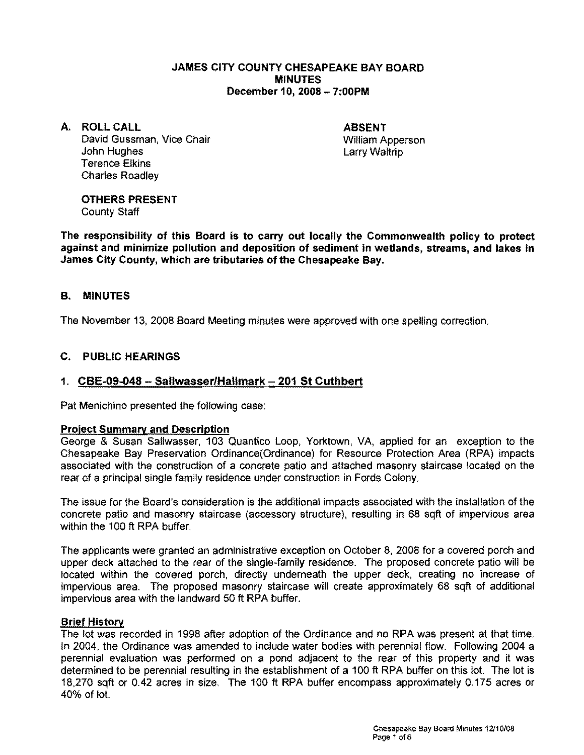# JAMES CITY COUNTY CHESAPEAKE BAY BOARD
# MINUTES
## December 10, 2008 – 7:00PM

**A. ROLL CALL**

David Gussman, Vice Chair
John Hughes
Terence Elkins
Charles Roadley

**ABSENT**

William Apperson
Larry Waltrip

**OTHERS PRESENT**

County Staff

**The responsibility of this Board is to carry out locally the Commonwealth policy to protect against and minimize pollution and deposition of sediment in wetlands, streams, and lakes in James City County, which are tributaries of the Chesapeake Bay.**

## B. MINUTES

The November 13, 2008 Board Meeting minutes were approved with one spelling correction.

## C. PUBLIC HEARINGS

### 1. CBE-09-048 – Sallwasser/Hallmark – 201 St Cuthbert

Pat Menichino presented the following case:

**Project Summary and Description**

George & Susan Sallwasser, 103 Quantico Loop, Yorktown, VA, applied for an exception to the Chesapeake Bay Preservation Ordinance(Ordinance) for Resource Protection Area (RPA) impacts associated with the construction of a concrete patio and attached masonry staircase located on the rear of a principal single family residence under construction in Fords Colony.

The issue for the Board's consideration is the additional impacts associated with the installation of the concrete patio and masonry staircase (accessory structure), resulting in 68 sqft of impervious area within the 100 ft RPA buffer.

The applicants were granted an administrative exception on October 8, 2008 for a covered porch and upper deck attached to the rear of the single-family residence. The proposed concrete patio will be located within the covered porch, directly underneath the upper deck, creating no increase of impervious area. The proposed masonry staircase will create approximately 68 sqft of additional impervious area with the landward 50 ft RPA buffer.

**Brief History**

The lot was recorded in 1998 after adoption of the Ordinance and no RPA was present at that time. In 2004, the Ordinance was amended to include water bodies with perennial flow. Following 2004 a perennial evaluation was performed on a pond adjacent to the rear of this property and it was determined to be perennial resulting in the establishment of a 100 ft RPA buffer on this lot. The lot is 18,270 sqft or 0.42 acres in size. The 100 ft RPA buffer encompass approximately 0.175 acres or 40% of lot.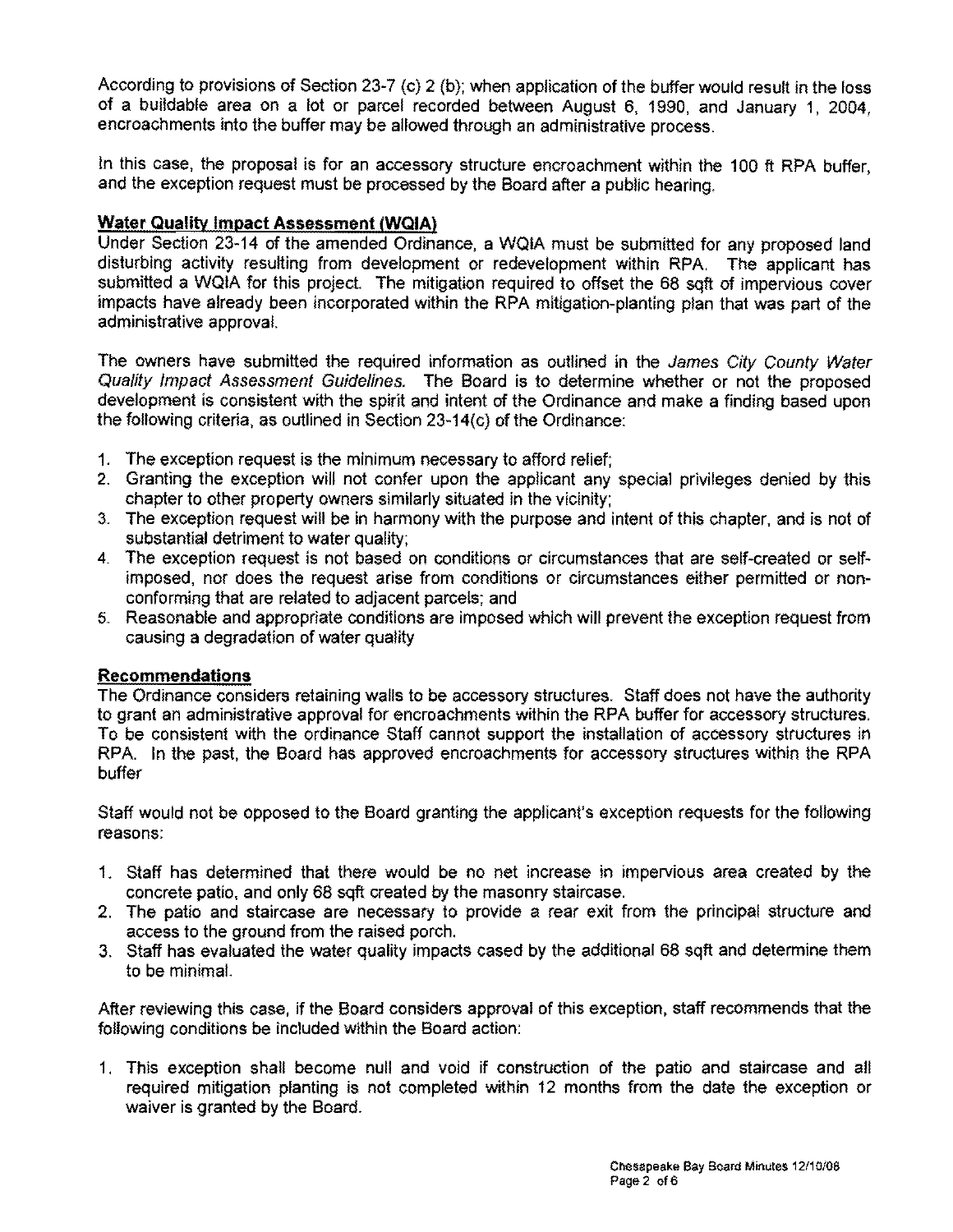According to provisions of Section 23-7 (c) 2 (b); when application of the buffer would result in the loss of a buildable area on a lot or parcel recorded between August 6, 1990, and January 1, 2004, encroachments into the buffer may be allowed through an administrative process.

In this case, the proposal is for an accessory structure encroachment within the 100 ft RPA buffer, and the exception request must be processed by the Board after a public hearing.

**Water Quality Impact Assessment (WQIA)**

Under Section 23-14 of the amended Ordinance, a WQIA must be submitted for any proposed land disturbing activity resulting from development or redevelopment within RPA. The applicant has submitted a WQIA for this project. The mitigation required to offset the 68 sqft of impervious cover impacts have already been incorporated within the RPA mitigation-planting plan that was part of the administrative approval.

The owners have submitted the required information as outlined in the *James City County Water Quality Impact Assessment Guidelines.* The Board is to determine whether or not the proposed development is consistent with the spirit and intent of the Ordinance and make a finding based upon the following criteria, as outlined in Section 23-14(c) of the Ordinance:

1. The exception request is the minimum necessary to afford relief;
2. Granting the exception will not confer upon the applicant any special privileges denied by this chapter to other property owners similarly situated in the vicinity;
3. The exception request will be in harmony with the purpose and intent of this chapter, and is not of substantial detriment to water quality;
4. The exception request is not based on conditions or circumstances that are self-created or self-imposed, nor does the request arise from conditions or circumstances either permitted or non-conforming that are related to adjacent parcels; and
5. Reasonable and appropriate conditions are imposed which will prevent the exception request from causing a degradation of water quality

**Recommendations**

The Ordinance considers retaining walls to be accessory structures. Staff does not have the authority to grant an administrative approval for encroachments within the RPA buffer for accessory structures. To be consistent with the ordinance Staff cannot support the installation of accessory structures in RPA. In the past, the Board has approved encroachments for accessory structures within the RPA buffer

Staff would not be opposed to the Board granting the applicant's exception requests for the following reasons:

1. Staff has determined that there would be no net increase in impervious area created by the concrete patio, and only 68 sqft created by the masonry staircase.
2. The patio and staircase are necessary to provide a rear exit from the principal structure and access to the ground from the raised porch.
3. Staff has evaluated the water quality impacts cased by the additional 68 sqft and determine them to be minimal.

After reviewing this case, if the Board considers approval of this exception, staff recommends that the following conditions be included within the Board action:

1. This exception shall become null and void if construction of the patio and staircase and all required mitigation planting is not completed within 12 months from the date the exception or waiver is granted by the Board.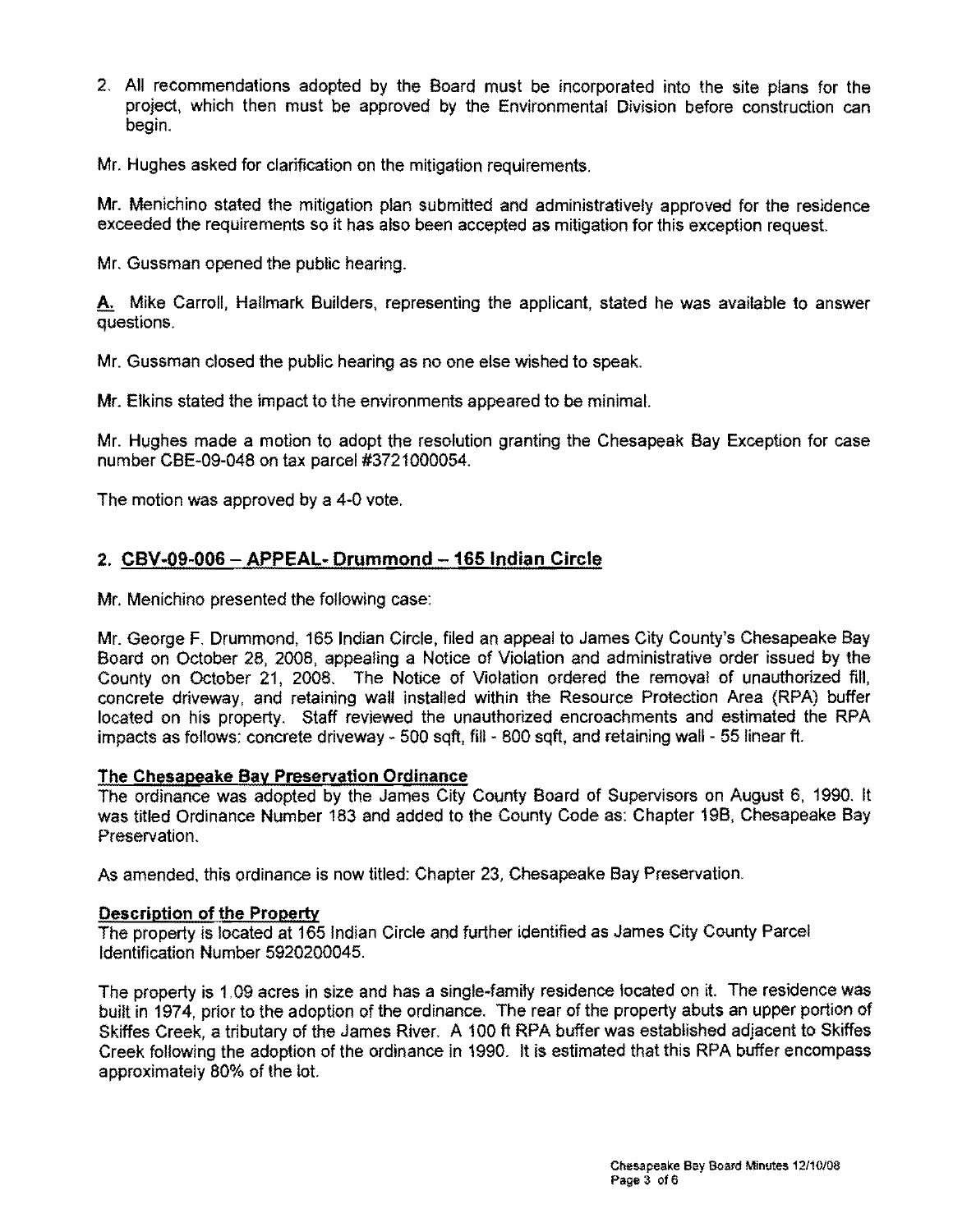2. All recommendations adopted by the Board must be incorporated into the site plans for the project, which then must be approved by the Environmental Division before construction can begin.

Mr. Hughes asked for clarification on the mitigation requirements.

Mr. Menichino stated the mitigation plan submitted and administratively approved for the residence exceeded the requirements so it has also been accepted as mitigation for this exception request.

Mr. Gussman opened the public hearing.

**A.** Mike Carroll, Hallmark Builders, representing the applicant, stated he was available to answer questions.

Mr. Gussman closed the public hearing as no one else wished to speak.

Mr. Elkins stated the impact to the environments appeared to be minimal.

Mr. Hughes made a motion to adopt the resolution granting the Chesapeak Bay Exception for case number CBE-09-048 on tax parcel #3721000054.

The motion was approved by a 4-0 vote.

## 2. CBV-09-006 – APPEAL- Drummond – 165 Indian Circle

Mr. Menichino presented the following case:

Mr. George F. Drummond, 165 Indian Circle, filed an appeal to James City County's Chesapeake Bay Board on October 28, 2008, appealing a Notice of Violation and administrative order issued by the County on October 21, 2008. The Notice of Violation ordered the removal of unauthorized fill, concrete driveway, and retaining wall installed within the Resource Protection Area (RPA) buffer located on his property. Staff reviewed the unauthorized encroachments and estimated the RPA impacts as follows: concrete driveway - 500 sqft, fill - 800 sqft, and retaining wall - 55 linear ft.

**The Chesapeake Bay Preservation Ordinance**

The ordinance was adopted by the James City County Board of Supervisors on August 6, 1990. It was titled Ordinance Number 183 and added to the County Code as: Chapter 19B, Chesapeake Bay Preservation.

As amended, this ordinance is now titled: Chapter 23, Chesapeake Bay Preservation.

**Description of the Property**

The property is located at 165 Indian Circle and further identified as James City County Parcel Identification Number 5920200045.

The property is 1.09 acres in size and has a single-family residence located on it. The residence was built in 1974, prior to the adoption of the ordinance. The rear of the property abuts an upper portion of Skiffes Creek, a tributary of the James River. A 100 ft RPA buffer was established adjacent to Skiffes Creek following the adoption of the ordinance in 1990. It is estimated that this RPA buffer encompass approximately 80% of the lot.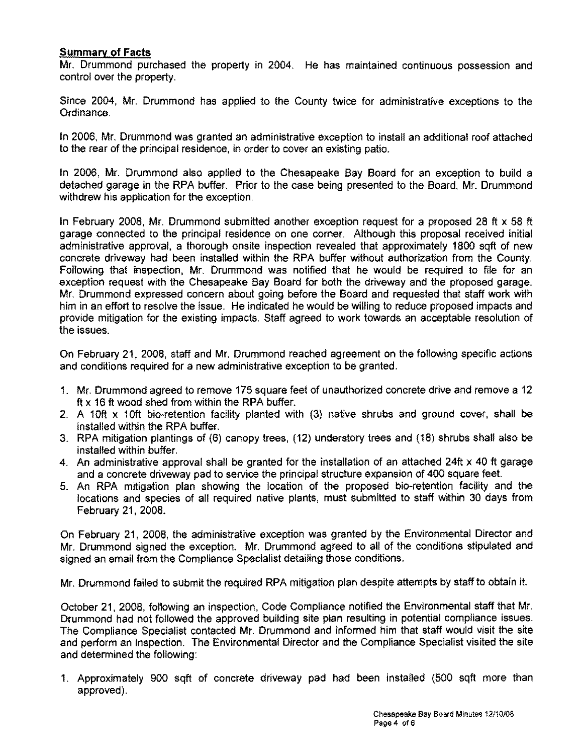**Summary of Facts**

Mr. Drummond purchased the property in 2004. He has maintained continuous possession and control over the property.

Since 2004, Mr. Drummond has applied to the County twice for administrative exceptions to the Ordinance.

In 2006, Mr. Drummond was granted an administrative exception to install an additional roof attached to the rear of the principal residence, in order to cover an existing patio.

In 2006, Mr. Drummond also applied to the Chesapeake Bay Board for an exception to build a detached garage in the RPA buffer. Prior to the case being presented to the Board, Mr. Drummond withdrew his application for the exception.

In February 2008, Mr. Drummond submitted another exception request for a proposed 28 ft x 58 ft garage connected to the principal residence on one corner. Although this proposal received initial administrative approval, a thorough onsite inspection revealed that approximately 1800 sqft of new concrete driveway had been installed within the RPA buffer without authorization from the County. Following that inspection, Mr. Drummond was notified that he would be required to file for an exception request with the Chesapeake Bay Board for both the driveway and the proposed garage. Mr. Drummond expressed concern about going before the Board and requested that staff work with him in an effort to resolve the issue. He indicated he would be willing to reduce proposed impacts and provide mitigation for the existing impacts. Staff agreed to work towards an acceptable resolution of the issues.

On February 21, 2008, staff and Mr. Drummond reached agreement on the following specific actions and conditions required for a new administrative exception to be granted.

1. Mr. Drummond agreed to remove 175 square feet of unauthorized concrete drive and remove a 12 ft x 16 ft wood shed from within the RPA buffer.
2. A 10ft x 10ft bio-retention facility planted with (3) native shrubs and ground cover, shall be installed within the RPA buffer.
3. RPA mitigation plantings of (6) canopy trees, (12) understory trees and (18) shrubs shall also be installed within buffer.
4. An administrative approval shall be granted for the installation of an attached 24ft x 40 ft garage and a concrete driveway pad to service the principal structure expansion of 400 square feet.
5. An RPA mitigation plan showing the location of the proposed bio-retention facility and the locations and species of all required native plants, must submitted to staff within 30 days from February 21, 2008.

On February 21, 2008, the administrative exception was granted by the Environmental Director and Mr. Drummond signed the exception. Mr. Drummond agreed to all of the conditions stipulated and signed an email from the Compliance Specialist detailing those conditions.

Mr. Drummond failed to submit the required RPA mitigation plan despite attempts by staff to obtain it.

October 21, 2008, following an inspection, Code Compliance notified the Environmental staff that Mr. Drummond had not followed the approved building site plan resulting in potential compliance issues. The Compliance Specialist contacted Mr. Drummond and informed him that staff would visit the site and perform an inspection. The Environmental Director and the Compliance Specialist visited the site and determined the following:

1. Approximately 900 sqft of concrete driveway pad had been installed (500 sqft more than approved).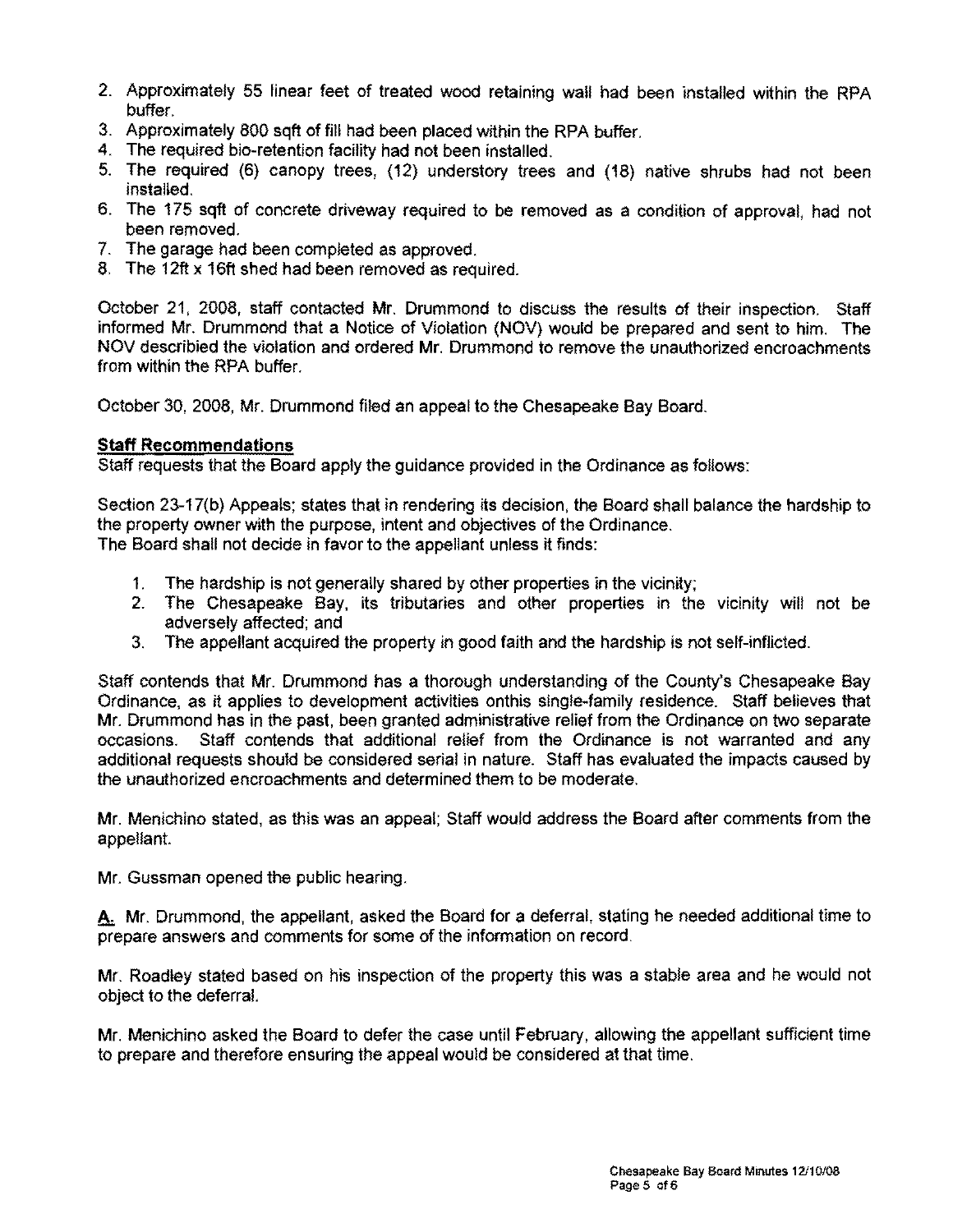2. Approximately 55 linear feet of treated wood retaining wall had been installed within the RPA buffer.
3. Approximately 800 sqft of fill had been placed within the RPA buffer.
4. The required bio-retention facility had not been installed.
5. The required (6) canopy trees, (12) understory trees and (18) native shrubs had not been installed.
6. The 175 sqft of concrete driveway required to be removed as a condition of approval, had not been removed.
7. The garage had been completed as approved.
8. The 12ft x 16ft shed had been removed as required.

October 21, 2008, staff contacted Mr. Drummond to discuss the results of their inspection. Staff informed Mr. Drummond that a Notice of Violation (NOV) would be prepared and sent to him. The NOV describied the violation and ordered Mr. Drummond to remove the unauthorized encroachments from within the RPA buffer.

October 30, 2008, Mr. Drummond filed an appeal to the Chesapeake Bay Board.

**Staff Recommendations**

Staff requests that the Board apply the guidance provided in the Ordinance as follows:

Section 23-17(b) Appeals; states that in rendering its decision, the Board shall balance the hardship to the property owner with the purpose, intent and objectives of the Ordinance.
The Board shall not decide in favor to the appellant unless it finds:

1. The hardship is not generally shared by other properties in the vicinity;
2. The Chesapeake Bay, its tributaries and other properties in the vicinity will not be adversely affected; and
3. The appellant acquired the property in good faith and the hardship is not self-inflicted.

Staff contends that Mr. Drummond has a thorough understanding of the County's Chesapeake Bay Ordinance, as it applies to development activities onthis single-family residence. Staff believes that Mr. Drummond has in the past, been granted administrative relief from the Ordinance on two separate occasions. Staff contends that additional relief from the Ordinance is not warranted and any additional requests should be considered serial in nature. Staff has evaluated the impacts caused by the unauthorized encroachments and determined them to be moderate.

Mr. Menichino stated, as this was an appeal; Staff would address the Board after comments from the appellant.

Mr. Gussman opened the public hearing.

**A.** Mr. Drummond, the appellant, asked the Board for a deferral, stating he needed additional time to prepare answers and comments for some of the information on record.

Mr. Roadley stated based on his inspection of the property this was a stable area and he would not object to the deferral.

Mr. Menichino asked the Board to defer the case until February, allowing the appellant sufficient time to prepare and therefore ensuring the appeal would be considered at that time.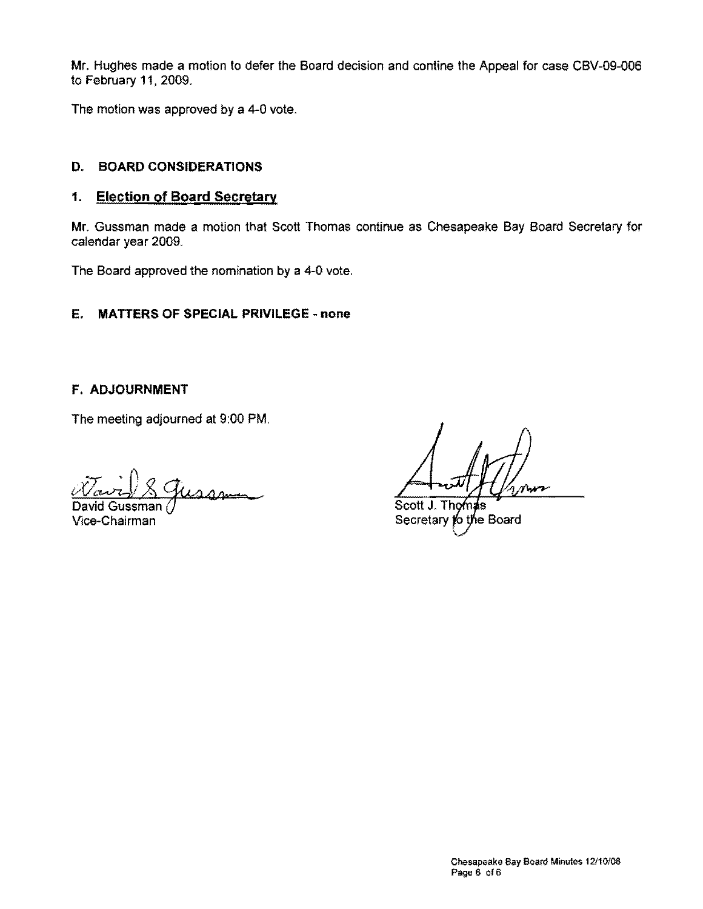Mr. Hughes made a motion to defer the Board decision and contine the Appeal for case CBV-09-006 to February 11, 2009.

The motion was approved by a 4-0 vote.

## D. BOARD CONSIDERATIONS

### 1. Election of Board Secretary

Mr. Gussman made a motion that Scott Thomas continue as Chesapeake Bay Board Secretary for calendar year 2009.

The Board approved the nomination by a 4-0 vote.

## E. MATTERS OF SPECIAL PRIVILEGE - none

## F. ADJOURNMENT

The meeting adjourned at 9:00 PM.

David Gussman
Vice-Chairman

Scott J. Thomas
Secretary to the Board